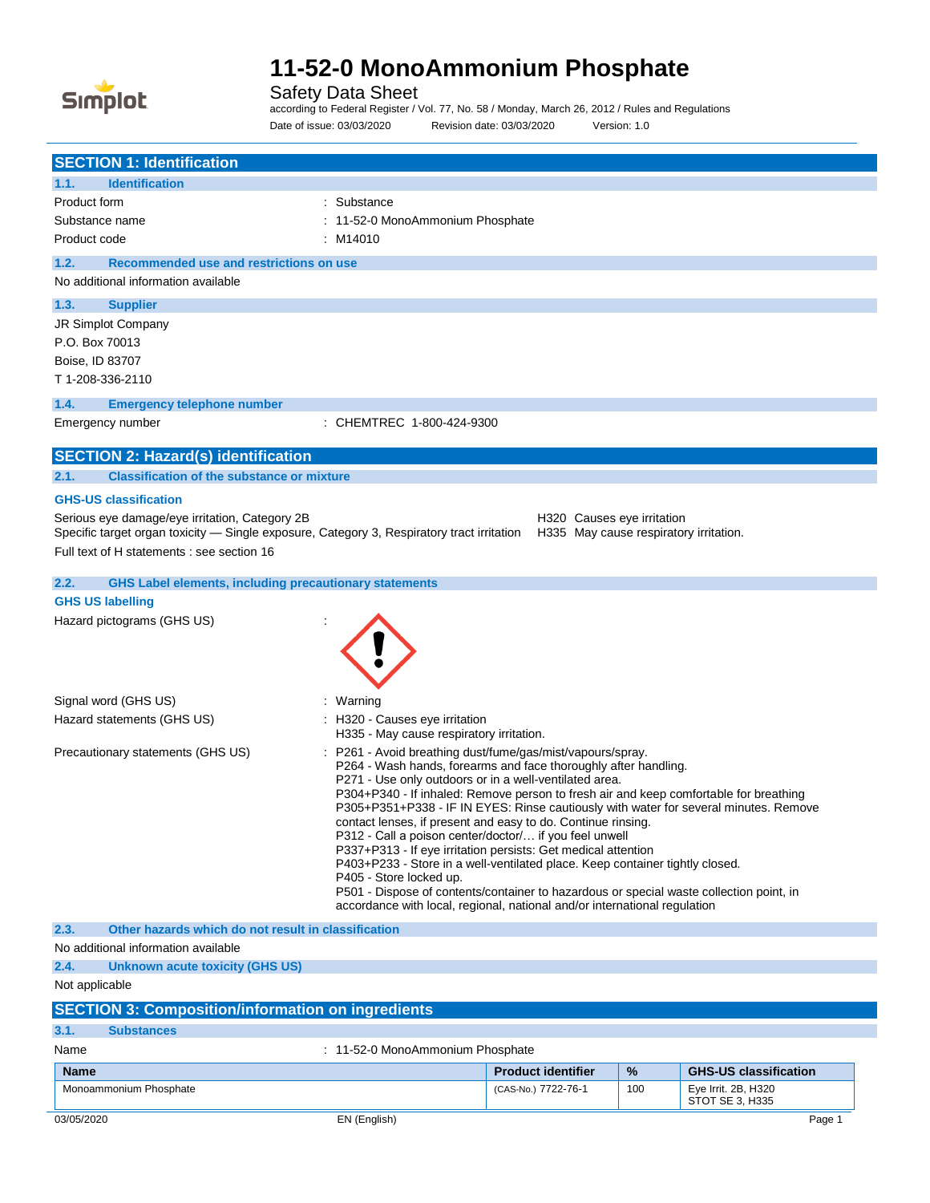# 11-52-0 MonoAmmonium Phosphate

Safety Data Sheet

according to Federal Register / Vol. 77, No. 58 / Monday, March 26, 2012 / Rules and Regulations

Date of issue: 03/03/2020 Revision date: 03/03/2020 Version: 1.0

## SECTION 1: Identification

### 1.1. Identification

Product form : Substance

Substance name : 11-52-0 MonoAmmonium Phosphate

Product code : M14010

### 1.2. Recommended use and restrictions on use

No additional information available

### 1.3. Supplier

JR Simplot Company
P.O. Box 70013
Boise, ID 83707
T 1-208-336-2110

### 1.4. Emergency telephone number

Emergency number : CHEMTREC 1-800-424-9300

## SECTION 2: Hazard(s) identification

### 2.1. Classification of the substance or mixture

**GHS-US classification**

Serious eye damage/eye irritation, Category 2B — H320 Causes eye irritation

Specific target organ toxicity — Single exposure, Category 3, Respiratory tract irritation — H335 May cause respiratory irritation.

Full text of H statements : see section 16

### 2.2. GHS Label elements, including precautionary statements

**GHS US labelling**

Hazard pictograms (GHS US) :

Signal word (GHS US) : Warning

Hazard statements (GHS US) : H320 - Causes eye irritation
H335 - May cause respiratory irritation.

Precautionary statements (GHS US) : P261 - Avoid breathing dust/fume/gas/mist/vapours/spray.
P264 - Wash hands, forearms and face thoroughly after handling.
P271 - Use only outdoors or in a well-ventilated area.
P304+P340 - If inhaled: Remove person to fresh air and keep comfortable for breathing
P305+P351+P338 - IF IN EYES: Rinse cautiously with water for several minutes. Remove contact lenses, if present and easy to do. Continue rinsing.
P312 - Call a poison center/doctor/… if you feel unwell
P337+P313 - If eye irritation persists: Get medical attention
P403+P233 - Store in a well-ventilated place. Keep container tightly closed.
P405 - Store locked up.
P501 - Dispose of contents/container to hazardous or special waste collection point, in accordance with local, regional, national and/or international regulation

### 2.3. Other hazards which do not result in classification

No additional information available

### 2.4. Unknown acute toxicity (GHS US)

Not applicable

## SECTION 3: Composition/information on ingredients

### 3.1. Substances

Name : 11-52-0 MonoAmmonium Phosphate

| Name | Product identifier | % | GHS-US classification |
|---|---|---|---|
| Monoammonium Phosphate | (CAS-No.) 7722-76-1 | 100 | Eye Irrit. 2B, H320<br>STOT SE 3, H335 |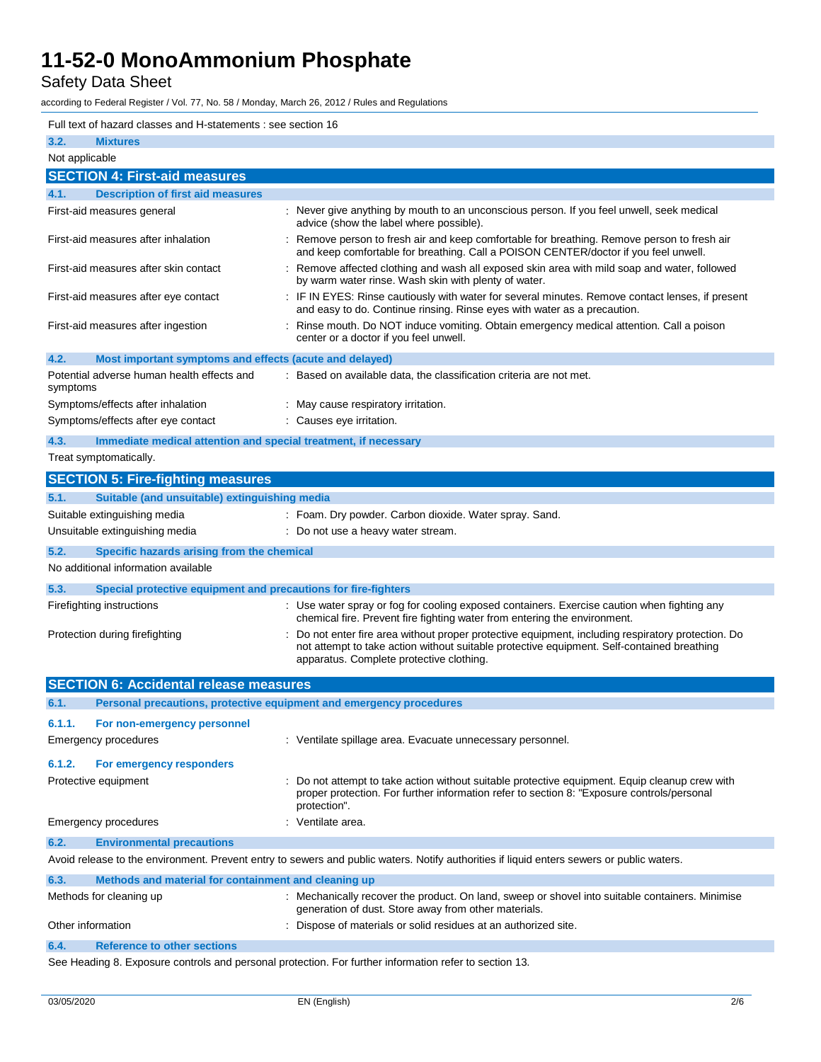Full text of hazard classes and H-statements : see section 16

### 3.2. Mixtures

Not applicable

## SECTION 4: First-aid measures

### 4.1. Description of first aid measures

| | |
|---|---|
| First-aid measures general | : Never give anything by mouth to an unconscious person. If you feel unwell, seek medical advice (show the label where possible). |
| First-aid measures after inhalation | : Remove person to fresh air and keep comfortable for breathing. Remove person to fresh air and keep comfortable for breathing. Call a POISON CENTER/doctor if you feel unwell. |
| First-aid measures after skin contact | : Remove affected clothing and wash all exposed skin area with mild soap and water, followed by warm water rinse. Wash skin with plenty of water. |
| First-aid measures after eye contact | : IF IN EYES: Rinse cautiously with water for several minutes. Remove contact lenses, if present and easy to do. Continue rinsing. Rinse eyes with water as a precaution. |
| First-aid measures after ingestion | : Rinse mouth. Do NOT induce vomiting. Obtain emergency medical attention. Call a poison center or a doctor if you feel unwell. |

### 4.2. Most important symptoms and effects (acute and delayed)

| | |
|---|---|
| Potential adverse human health effects and symptoms | : Based on available data, the classification criteria are not met. |
| Symptoms/effects after inhalation | : May cause respiratory irritation. |
| Symptoms/effects after eye contact | : Causes eye irritation. |

### 4.3. Immediate medical attention and special treatment, if necessary

Treat symptomatically.

## SECTION 5: Fire-fighting measures

### 5.1. Suitable (and unsuitable) extinguishing media

| | |
|---|---|
| Suitable extinguishing media | : Foam. Dry powder. Carbon dioxide. Water spray. Sand. |
| Unsuitable extinguishing media | : Do not use a heavy water stream. |

### 5.2. Specific hazards arising from the chemical

No additional information available

### 5.3. Special protective equipment and precautions for fire-fighters

| | |
|---|---|
| Firefighting instructions | : Use water spray or fog for cooling exposed containers. Exercise caution when fighting any chemical fire. Prevent fire fighting water from entering the environment. |
| Protection during firefighting | : Do not enter fire area without proper protective equipment, including respiratory protection. Do not attempt to take action without suitable protective equipment. Self-contained breathing apparatus. Complete protective clothing. |

## SECTION 6: Accidental release measures

### 6.1. Personal precautions, protective equipment and emergency procedures

#### 6.1.1. For non-emergency personnel

| | |
|---|---|
| Emergency procedures | : Ventilate spillage area. Evacuate unnecessary personnel. |

#### 6.1.2. For emergency responders

| | |
|---|---|
| Protective equipment | : Do not attempt to take action without suitable protective equipment. Equip cleanup crew with proper protection. For further information refer to section 8: "Exposure controls/personal protection". |
| Emergency procedures | : Ventilate area. |

### 6.2. Environmental precautions

Avoid release to the environment. Prevent entry to sewers and public waters. Notify authorities if liquid enters sewers or public waters.

### 6.3. Methods and material for containment and cleaning up

| | |
|---|---|
| Methods for cleaning up | : Mechanically recover the product. On land, sweep or shovel into suitable containers. Minimise generation of dust. Store away from other materials. |
| Other information | : Dispose of materials or solid residues at an authorized site. |

### 6.4. Reference to other sections

See Heading 8. Exposure controls and personal protection. For further information refer to section 13.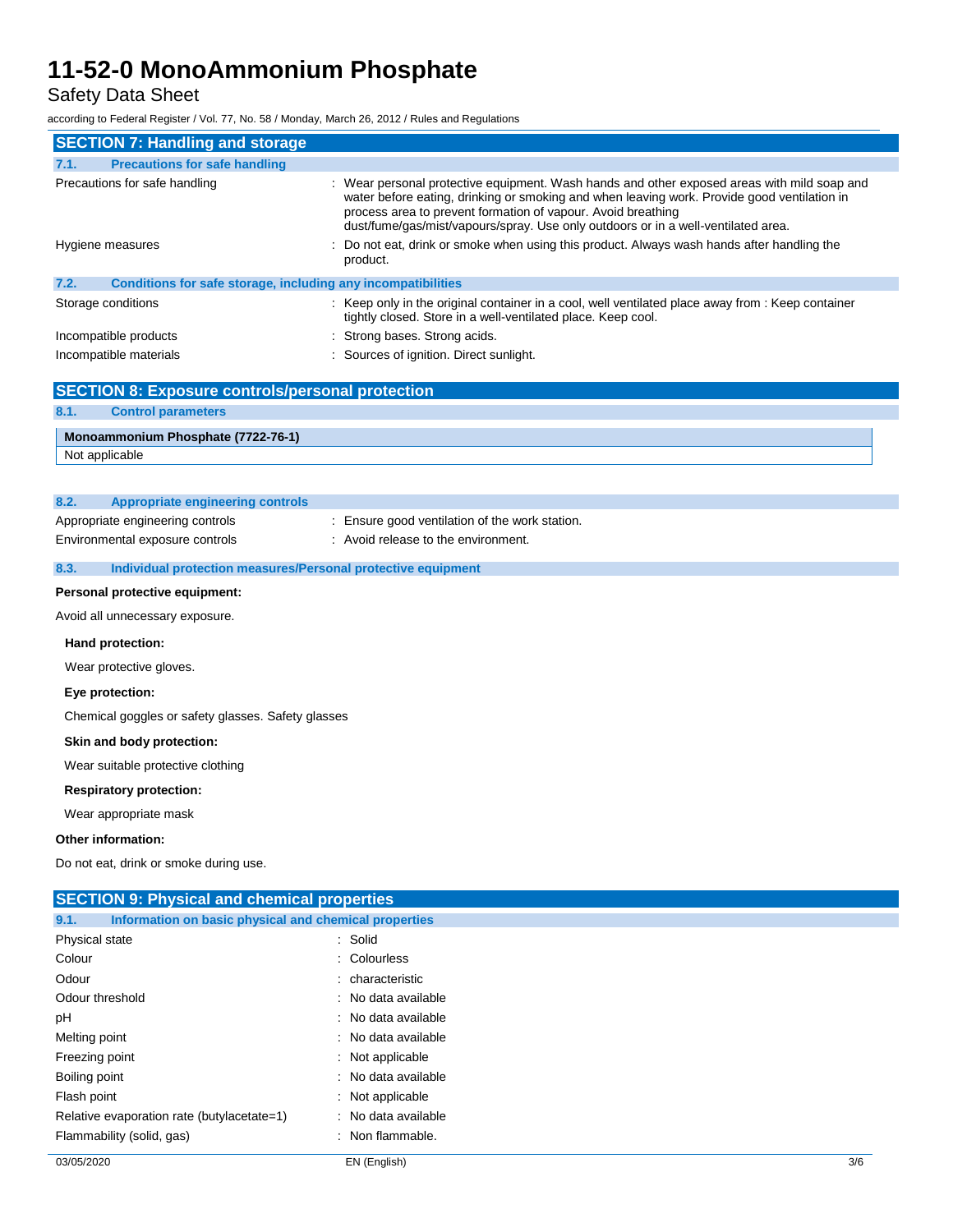## SECTION 7: Handling and storage

### 7.1. Precautions for safe handling

| | |
|---|---|
| Precautions for safe handling | : Wear personal protective equipment. Wash hands and other exposed areas with mild soap and water before eating, drinking or smoking and when leaving work. Provide good ventilation in process area to prevent formation of vapour. Avoid breathing dust/fume/gas/mist/vapours/spray. Use only outdoors or in a well-ventilated area. |
| Hygiene measures | : Do not eat, drink or smoke when using this product. Always wash hands after handling the product. |

### 7.2. Conditions for safe storage, including any incompatibilities

| | |
|---|---|
| Storage conditions | : Keep only in the original container in a cool, well ventilated place away from : Keep container tightly closed. Store in a well-ventilated place. Keep cool. |
| Incompatible products | : Strong bases. Strong acids. |
| Incompatible materials | : Sources of ignition. Direct sunlight. |

## SECTION 8: Exposure controls/personal protection

### 8.1. Control parameters

| Monoammonium Phosphate (7722-76-1) |
|---|
| Not applicable |

### 8.2. Appropriate engineering controls

| | |
|---|---|
| Appropriate engineering controls | : Ensure good ventilation of the work station. |
| Environmental exposure controls | : Avoid release to the environment. |

### 8.3. Individual protection measures/Personal protective equipment

**Personal protective equipment:**

Avoid all unnecessary exposure.

**Hand protection:**

Wear protective gloves.

**Eye protection:**

Chemical goggles or safety glasses. Safety glasses

**Skin and body protection:**

Wear suitable protective clothing

**Respiratory protection:**

Wear appropriate mask

**Other information:**

Do not eat, drink or smoke during use.

## SECTION 9: Physical and chemical properties

### 9.1. Information on basic physical and chemical properties

| | |
|---|---|
| Physical state | : Solid |
| Colour | : Colourless |
| Odour | : characteristic |
| Odour threshold | : No data available |
| pH | : No data available |
| Melting point | : No data available |
| Freezing point | : Not applicable |
| Boiling point | : No data available |
| Flash point | : Not applicable |
| Relative evaporation rate (butylacetate=1) | : No data available |
| Flammability (solid, gas) | : Non flammable. |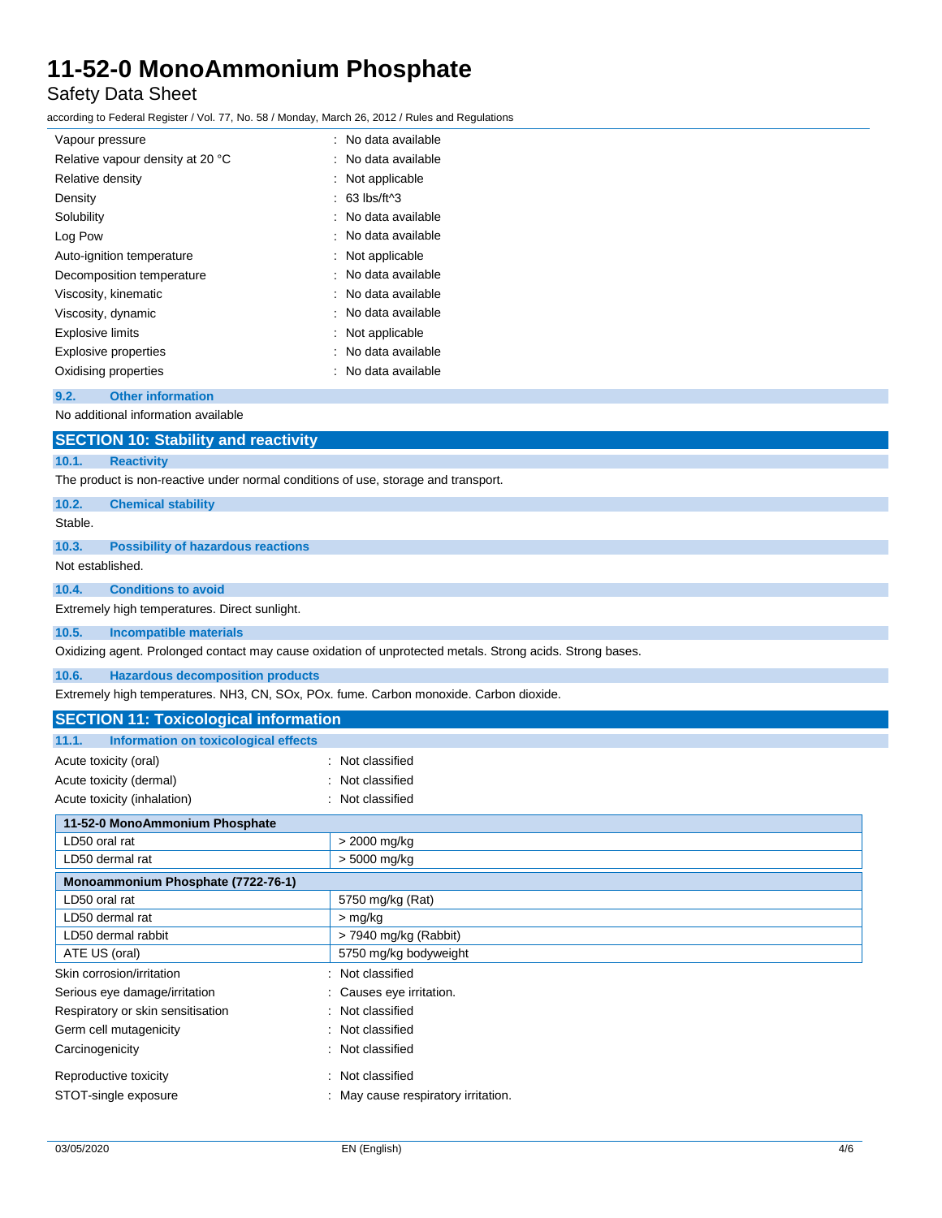| | |
|---|---|
| Vapour pressure | : No data available |
| Relative vapour density at 20 °C | : No data available |
| Relative density | : Not applicable |
| Density | : 63 lbs/ft^3 |
| Solubility | : No data available |
| Log Pow | : No data available |
| Auto-ignition temperature | : Not applicable |
| Decomposition temperature | : No data available |
| Viscosity, kinematic | : No data available |
| Viscosity, dynamic | : No data available |
| Explosive limits | : Not applicable |
| Explosive properties | : No data available |
| Oxidising properties | : No data available |

### 9.2. Other information

No additional information available

## SECTION 10: Stability and reactivity

### 10.1. Reactivity

The product is non-reactive under normal conditions of use, storage and transport.

### 10.2. Chemical stability

Stable.

### 10.3. Possibility of hazardous reactions

Not established.

### 10.4. Conditions to avoid

Extremely high temperatures. Direct sunlight.

### 10.5. Incompatible materials

Oxidizing agent. Prolonged contact may cause oxidation of unprotected metals. Strong acids. Strong bases.

### 10.6. Hazardous decomposition products

Extremely high temperatures. $NH_3$, CN, SOx, POx. fume. Carbon monoxide. Carbon dioxide.

## SECTION 11: Toxicological information

### 11.1. Information on toxicological effects

| | |
|---|---|
| Acute toxicity (oral) | : Not classified |
| Acute toxicity (dermal) | : Not classified |
| Acute toxicity (inhalation) | : Not classified |

| 11-52-0 MonoAmmonium Phosphate | |
|---|---|
| LD50 oral rat | > 2000 mg/kg |
| LD50 dermal rat | > 5000 mg/kg |

| Monoammonium Phosphate (7722-76-1) | |
|---|---|
| LD50 oral rat | 5750 mg/kg (Rat) |
| LD50 dermal rat | > mg/kg |
| LD50 dermal rabbit | > 7940 mg/kg (Rabbit) |
| ATE US (oral) | 5750 mg/kg bodyweight |

| | |
|---|---|
| Skin corrosion/irritation | : Not classified |
| Serious eye damage/irritation | : Causes eye irritation. |
| Respiratory or skin sensitisation | : Not classified |
| Germ cell mutagenicity | : Not classified |
| Carcinogenicity | : Not classified |
| Reproductive toxicity | : Not classified |
| STOT-single exposure | : May cause respiratory irritation. |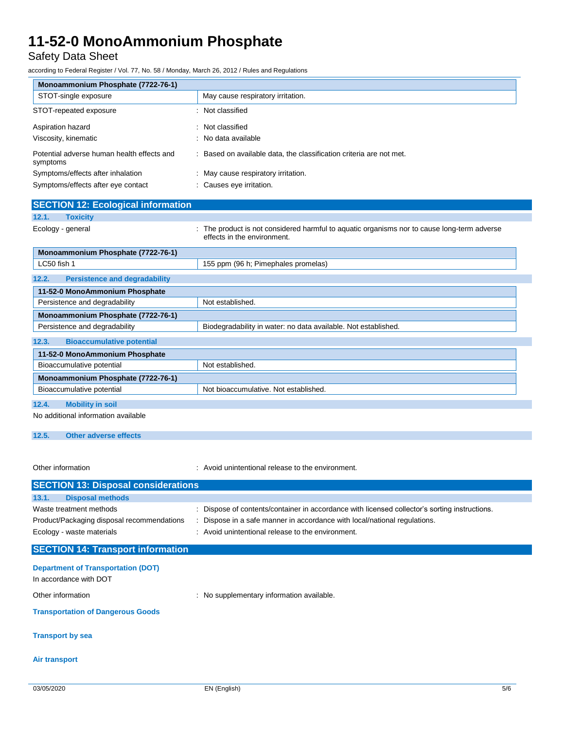| Monoammonium Phosphate (7722-76-1) | |
|---|---|
| STOT-single exposure | May cause respiratory irritation. |

STOT-repeated exposure : Not classified

Aspiration hazard : Not classified

Viscosity, kinematic : No data available

Potential adverse human health effects and symptoms : Based on available data, the classification criteria are not met.

Symptoms/effects after inhalation : May cause respiratory irritation.

Symptoms/effects after eye contact : Causes eye irritation.

## SECTION 12: Ecological information

### 12.1. Toxicity

Ecology - general : The product is not considered harmful to aquatic organisms nor to cause long-term adverse effects in the environment.

| Monoammonium Phosphate (7722-76-1) | |
|---|---|
| LC50 fish 1 | 155 ppm (96 h; Pimephales promelas) |

### 12.2. Persistence and degradability

| 11-52-0 MonoAmmonium Phosphate | |
|---|---|
| Persistence and degradability | Not established. |
| **Monoammonium Phosphate (7722-76-1)** | |
| Persistence and degradability | Biodegradability in water: no data available. Not established. |

### 12.3. Bioaccumulative potential

| 11-52-0 MonoAmmonium Phosphate | |
|---|---|
| Bioaccumulative potential | Not established. |
| **Monoammonium Phosphate (7722-76-1)** | |
| Bioaccumulative potential | Not bioaccumulative. Not established. |

### 12.4. Mobility in soil

No additional information available

### 12.5. Other adverse effects

Other information : Avoid unintentional release to the environment.

## SECTION 13: Disposal considerations

### 13.1. Disposal methods

Waste treatment methods : Dispose of contents/container in accordance with licensed collector's sorting instructions.

Product/Packaging disposal recommendations : Dispose in a safe manner in accordance with local/national regulations.

Ecology - waste materials : Avoid unintentional release to the environment.

## SECTION 14: Transport information

**Department of Transportation (DOT)**

In accordance with DOT

Other information : No supplementary information available.

**Transportation of Dangerous Goods**

**Transport by sea**

**Air transport**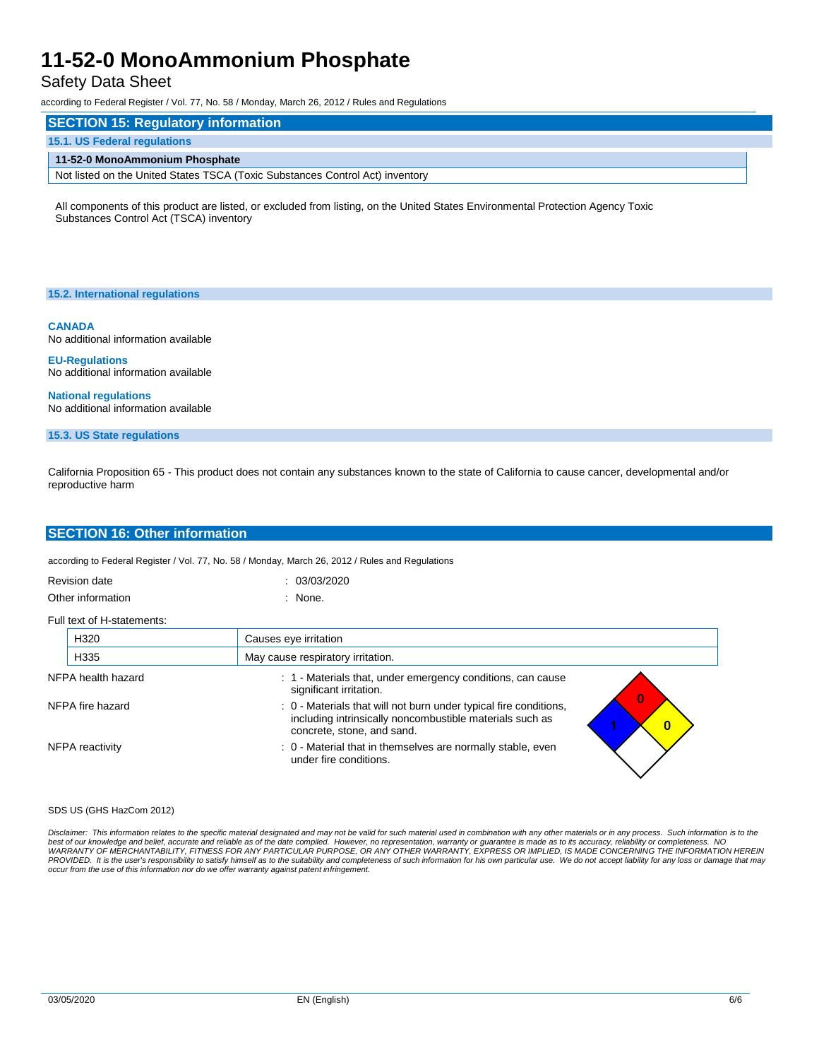## SECTION 15: Regulatory information

### 15.1. US Federal regulations

| 11-52-0 MonoAmmonium Phosphate |
| --- |
| Not listed on the United States TSCA (Toxic Substances Control Act) inventory |

All components of this product are listed, or excluded from listing, on the United States Environmental Protection Agency Toxic Substances Control Act (TSCA) inventory

### 15.2. International regulations

**CANADA**
No additional information available

**EU-Regulations**
No additional information available

**National regulations**
No additional information available

### 15.3. US State regulations

California Proposition 65 - This product does not contain any substances known to the state of California to cause cancer, developmental and/or reproductive harm

## SECTION 16: Other information

according to Federal Register / Vol. 77, No. 58 / Monday, March 26, 2012 / Rules and Regulations

Revision date : 03/03/2020

Other information : None.

Full text of H-statements:

| | |
| --- | --- |
| H320 | Causes eye irritation |
| H335 | May cause respiratory irritation. |

NFPA health hazard : 1 - Materials that, under emergency conditions, can cause significant irritation.

NFPA fire hazard : 0 - Materials that will not burn under typical fire conditions, including intrinsically noncombustible materials such as concrete, stone, and sand.

NFPA reactivity : 0 - Material that in themselves are normally stable, even under fire conditions.

0
1
0

SDS US (GHS HazCom 2012)

*Disclaimer: This information relates to the specific material designated and may not be valid for such material used in combination with any other materials or in any process. Such information is to the best of our knowledge and belief, accurate and reliable as of the date compiled. However, no representation, warranty or guarantee is made as to its accuracy, reliability or completeness. NO WARRANTY OF MERCHANTABILITY, FITNESS FOR ANY PARTICULAR PURPOSE, OR ANY OTHER WARRANTY, EXPRESS OR IMPLIED, IS MADE CONCERNING THE INFORMATION HEREIN PROVIDED. It is the user's responsibility to satisfy himself as to the suitability and completeness of such information for his own particular use. We do not accept liability for any loss or damage that may occur from the use of this information nor do we offer warranty against patent infringement.*